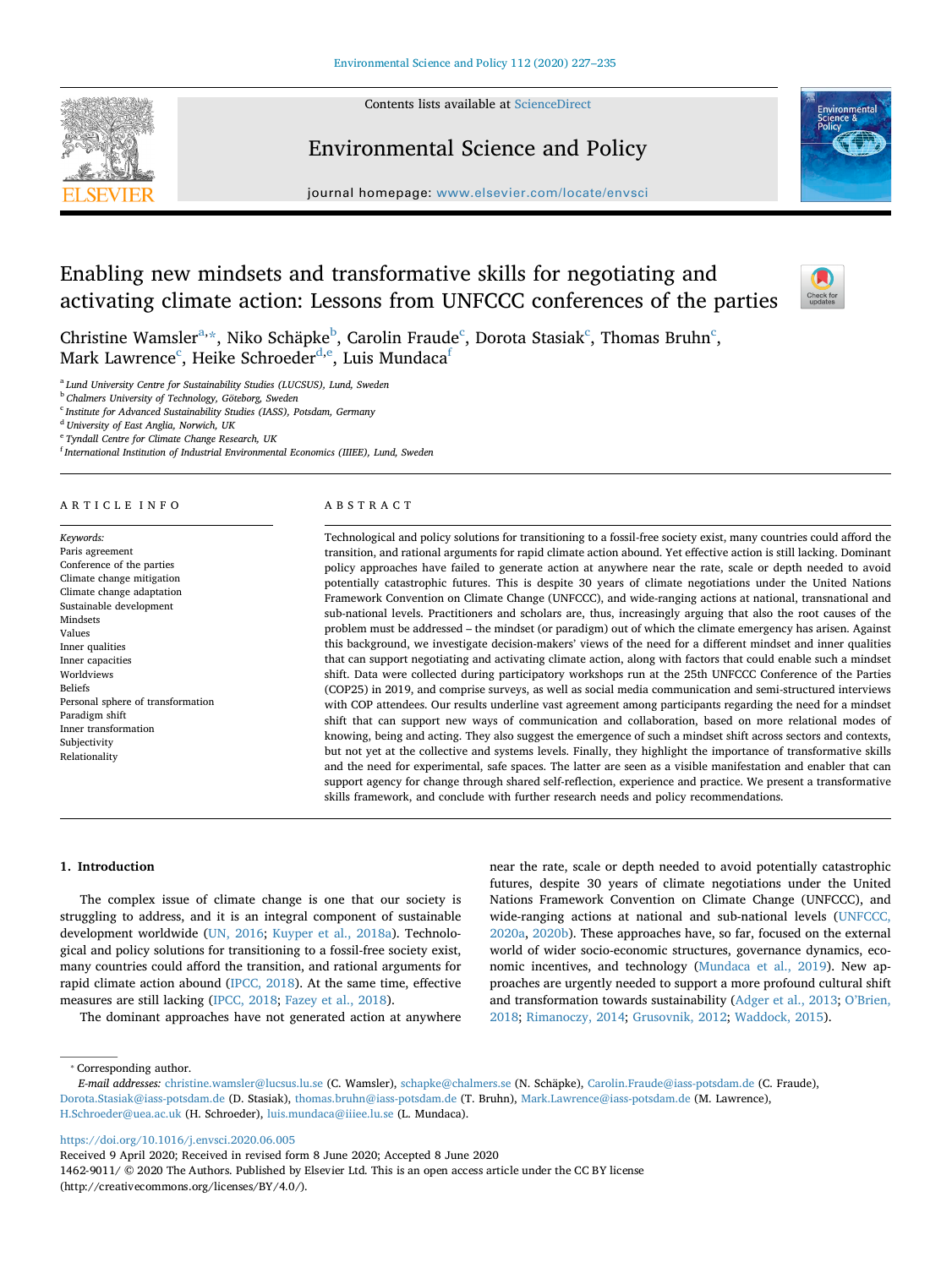# Enabling new mindsets and transformative skills for negotiating and activating climate action: Lessons from UNFCCC conferences of the parties

Christine Wamsler[a,*], Niko Schäpke[b], Carolin Fraude[c], Dorota Stasiak[c], Thomas Bruhn[c], Mark Lawrence[c], Heike Schroeder[d,e], Luis Mundaca[f]

[a] Lund University Centre for Sustainability Studies (LUCSUS), Lund, Sweden
[b] Chalmers University of Technology, Göteborg, Sweden
[c] Institute for Advanced Sustainability Studies (IASS), Potsdam, Germany
[d] University of East Anglia, Norwich, UK
[e] Tyndall Centre for Climate Change Research, UK
[f] International Institution of Industrial Environmental Economics (IIIEE), Lund, Sweden

## ARTICLE INFO

*Keywords:*
Paris agreement
Conference of the parties
Climate change mitigation
Climate change adaptation
Sustainable development
Mindsets
Values
Inner qualities
Inner capacities
Worldviews
Beliefs
Personal sphere of transformation
Paradigm shift
Inner transformation
Subjectivity
Relationality

## ABSTRACT

Technological and policy solutions for transitioning to a fossil-free society exist, many countries could afford the transition, and rational arguments for rapid climate action abound. Yet effective action is still lacking. Dominant policy approaches have failed to generate action at anywhere near the rate, scale or depth needed to avoid potentially catastrophic futures. This is despite 30 years of climate negotiations under the United Nations Framework Convention on Climate Change (UNFCCC), and wide-ranging actions at national, transnational and sub-national levels. Practitioners and scholars are, thus, increasingly arguing that also the root causes of the problem must be addressed – the mindset (or paradigm) out of which the climate emergency has arisen. Against this background, we investigate decision-makers' views of the need for a different mindset and inner qualities that can support negotiating and activating climate action, along with factors that could enable such a mindset shift. Data were collected during participatory workshops run at the 25th UNFCCC Conference of the Parties (COP25) in 2019, and comprise surveys, as well as social media communication and semi-structured interviews with COP attendees. Our results underline vast agreement among participants regarding the need for a mindset shift that can support new ways of communication and collaboration, based on more relational modes of knowing, being and acting. They also suggest the emergence of such a mindset shift across sectors and contexts, but not yet at the collective and systems levels. Finally, they highlight the importance of transformative skills and the need for experimental, safe spaces. The latter are seen as a visible manifestation and enabler that can support agency for change through shared self-reflection, experience and practice. We present a transformative skills framework, and conclude with further research needs and policy recommendations.

## 1. Introduction

The complex issue of climate change is one that our society is struggling to address, and it is an integral component of sustainable development worldwide (UN, 2016; Kuyper et al., 2018a). Technological and policy solutions for transitioning to a fossil-free society exist, many countries could afford the transition, and rational arguments for rapid climate action abound (IPCC, 2018). At the same time, effective measures are still lacking (IPCC, 2018; Fazey et al., 2018).

The dominant approaches have not generated action at anywhere near the rate, scale or depth needed to avoid potentially catastrophic futures, despite 30 years of climate negotiations under the United Nations Framework Convention on Climate Change (UNFCCC), and wide-ranging actions at national and sub-national levels (UNFCCC, 2020a, 2020b). These approaches have, so far, focused on the external world of wider socio-economic structures, governance dynamics, economic incentives, and technology (Mundaca et al., 2019). New approaches are urgently needed to support a more profound cultural shift and transformation towards sustainability (Adger et al., 2013; O'Brien, 2018; Rimanoczy, 2014; Grusovnik, 2012; Waddock, 2015).

* Corresponding author.
*E-mail addresses:* christine.wamsler@lucsus.lu.se (C. Wamsler), schapke@chalmers.se (N. Schäpke), Carolin.Fraude@iass-potsdam.de (C. Fraude), Dorota.Stasiak@iass-potsdam.de (D. Stasiak), thomas.bruhn@iass-potsdam.de (T. Bruhn), Mark.Lawrence@iass-potsdam.de (M. Lawrence), H.Schroeder@uea.ac.uk (H. Schroeder), luis.mundaca@iiiee.lu.se (L. Mundaca).

https://doi.org/10.1016/j.envsci.2020.06.005
Received 9 April 2020; Received in revised form 8 June 2020; Accepted 8 June 2020
1462-9011/ © 2020 The Authors. Published by Elsevier Ltd. This is an open access article under the CC BY license (http://creativecommons.org/licenses/BY/4.0/).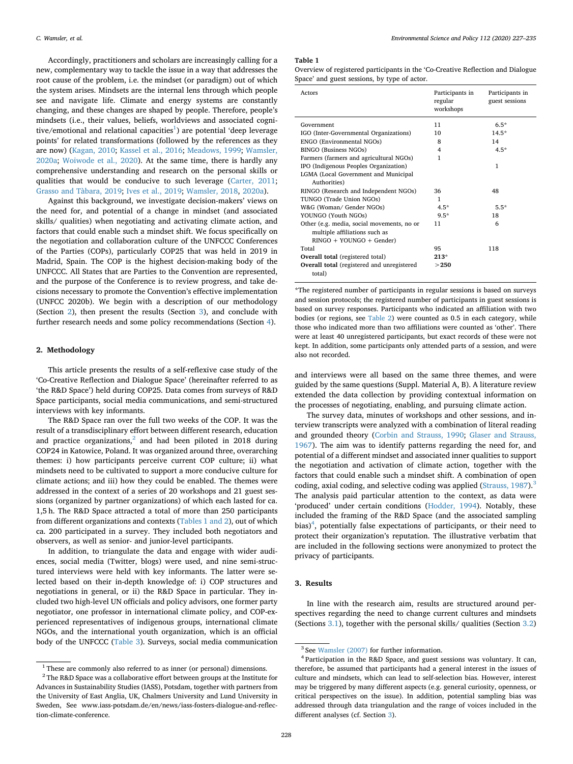Accordingly, practitioners and scholars are increasingly calling for a new, complementary way to tackle the issue in a way that addresses the root cause of the problem, i.e. the mindset (or paradigm) out of which the system arises. Mindsets are the internal lens through which people see and navigate life. Climate and energy systems are constantly changing, and these changes are shaped by people. Therefore, people's mindsets (i.e., their values, beliefs, worldviews and associated cognitive/emotional and relational capacities[1]) are potential 'deep leverage points' for related transformations (followed by the references as they are now) (Kagan, 2010; Kassel et al., 2016; Meadows, 1999; Wamsler, 2020a; Woiwode et al., 2020). At the same time, there is hardly any comprehensive understanding and research on the personal skills or qualities that would be conducive to such leverage (Carter, 2011; Grasso and Tàbara, 2019; Ives et al., 2019; Wamsler, 2018, 2020a).

Against this background, we investigate decision-makers' views on the need for, and potential of a change in mindset (and associated skills/ qualities) when negotiating and activating climate action, and factors that could enable such a mindset shift. We focus specifically on the negotiation and collaboration culture of the UNFCCC Conferences of the Parties (COPs), particularly COP25 that was held in 2019 in Madrid, Spain. The COP is the highest decision-making body of the UNFCCC. All States that are Parties to the Convention are represented, and the purpose of the Conference is to review progress, and take decisions necessary to promote the Convention's effective implementation (UNFCC 2020b). We begin with a description of our methodology (Section 2), then present the results (Section 3), and conclude with further research needs and some policy recommendations (Section 4).

## 2. Methodology

This article presents the results of a self-reflexive case study of the 'Co-Creative Reflection and Dialogue Space' (hereinafter referred to as 'the R&D Space') held during COP25. Data comes from surveys of R&D Space participants, social media communications, and semi-structured interviews with key informants.

The R&D Space ran over the full two weeks of the COP. It was the result of a transdisciplinary effort between different research, education and practice organizations,[2] and had been piloted in 2018 during COP24 in Katowice, Poland. It was organized around three, overarching themes: i) how participants perceive current COP culture; ii) what mindsets need to be cultivated to support a more conducive culture for climate actions; and iii) how they could be enabled. The themes were addressed in the context of a series of 20 workshops and 21 guest sessions (organized by partner organizations) of which each lasted for ca. 1,5 h. The R&D Space attracted a total of more than 250 participants from different organizations and contexts (Tables 1 and 2), out of which ca. 200 participated in a survey. They included both negotiators and observers, as well as senior- and junior-level participants.

In addition, to triangulate the data and engage with wider audiences, social media (Twitter, blogs) were used, and nine semi-structured interviews were held with key informants. The latter were selected based on their in-depth knowledge of: i) COP structures and negotiations in general, or ii) the R&D Space in particular. They included two high-level UN officials and policy advisors, one former party negotiator, one professor in international climate policy, and COP-experienced representatives of indigenous groups, international climate NGOs, and the international youth organization, which is an official body of the UNFCCC (Table 3). Surveys, social media communication and interviews were all based on the same three themes, and were guided by the same questions (Suppl. Material A, B). A literature review extended the data collection by providing contextual information on the processes of negotiating, enabling, and pursuing climate action.

The survey data, minutes of workshops and other sessions, and interview transcripts were analyzed with a combination of literal reading and grounded theory (Corbin and Strauss, 1990; Glaser and Strauss, 1967). The aim was to identify patterns regarding the need for, and potential of a different mindset and associated inner qualities to support the negotiation and activation of climate action, together with the factors that could enable such a mindset shift. A combination of open coding, axial coding, and selective coding was applied (Strauss, 1987).[3] The analysis paid particular attention to the context, as data were 'produced' under certain conditions (Hodder, 1994). Notably, these included the framing of the R&D Space (and the associated sampling bias)[4], potentially false expectations of participants, or their need to protect their organization's reputation. The illustrative verbatim that are included in the following sections were anonymized to protect the privacy of participants.

**Table 1**
Overview of registered participants in the 'Co-Creative Reflection and Dialogue Space' and guest sessions, by type of actor.

| Actors | Participants in regular workshops | Participants in guest sessions |
|---|---|---|
| Government | 11 | 6.5* |
| IGO (Inter-Governmental Organizations) | 10 | 14.5* |
| ENGO (Environmental NGOs) | 8 | 14 |
| BINGO (Business NGOs) | 4 | 4.5* |
| Farmers (farmers and agricultural NGOs) | 1 | |
| IPO (Indigenous Peoples Organization) | | 1 |
| LGMA (Local Government and Municipal Authorities) | | |
| RINGO (Research and Independent NGOs) | 36 | 48 |
| TUNGO (Trade Union NGOs) | 1 | |
| W&G (Woman/ Gender NGOs) | 4.5* | 5.5* |
| YOUNGO (Youth NGOs) | 9.5* | 18 |
| Other (e.g. media, social movements, no or multiple affiliations such as RINGO + YOUNGO + Gender) | 11 | 6 |
| Total | 95 | 118 |
| **Overall total** (registered total) | **213*** | |
| **Overall total** (registered and unregistered total) | **>250** | |

*The registered number of participants in regular sessions is based on surveys and session protocols; the registered number of participants in guest sessions is based on survey responses. Participants who indicated an affiliation with two bodies (or regions, see Table 2) were counted as 0.5 in each category, while those who indicated more than two affiliations were counted as 'other'. There were at least 40 unregistered participants, but exact records of these were not kept. In addition, some participants only attended parts of a session, and were also not recorded.

## 3. Results

In line with the research aim, results are structured around perspectives regarding the need to change current cultures and mindsets (Sections 3.1), together with the personal skills/ qualities (Section 3.2)

---

[1] These are commonly also referred to as inner (or personal) dimensions.

[2] The R&D Space was a collaborative effort between groups at the Institute for Advances in Sustainability Studies (IASS), Potsdam, together with partners from the University of East Anglia, UK, Chalmers University and Lund University in Sweden, See www.iass-potsdam.de/en/news/iass-fosters-dialogue-and-reflection-climate-conference.

[3] See Wamsler (2007) for further information.

[4] Participation in the R&D Space, and guest sessions was voluntary. It can, therefore, be assumed that participants had a general interest in the issues of culture and mindsets, which can lead to self-selection bias. However, interest may be triggered by many different aspects (e.g. general curiosity, openness, or critical perspectives on the issue). In addition, potential sampling bias was addressed through data triangulation and the range of voices included in the different analyses (cf. Section 3).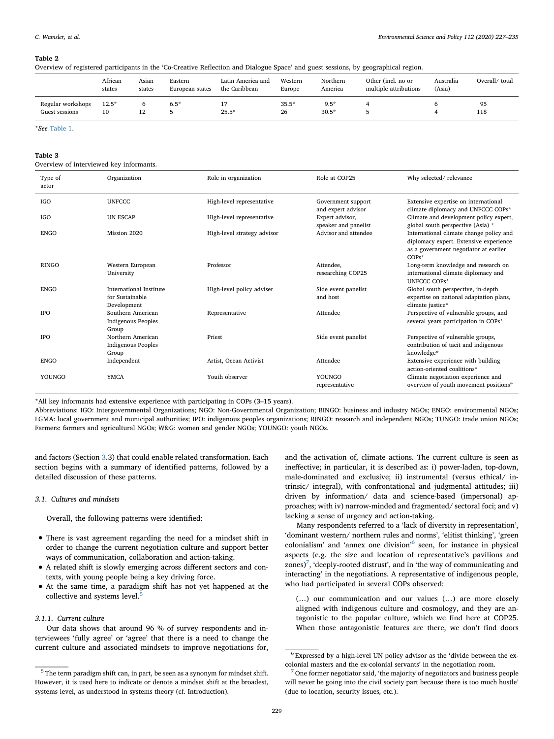**Table 2**
Overview of registered participants in the 'Co-Creative Reflection and Dialogue Space' and guest sessions, by geographical region.

| | African states | Asian states | Eastern European states | Latin America and the Caribbean | Western Europe | Northern America | Other (incl. no or multiple attributions | Australia (Asia) | Overall/ total |
|---|---|---|---|---|---|---|---|---|---|
| Regular workshops | 12.5* | 6 | 6.5* | 17 | 35.5* | 9.5* | 4 | 6 | 95 |
| Guest sessions | 10 | 12 | 5 | 25.5* | 26 | 30.5* | 5 | 4 | 118 |

*See Table 1.

**Table 3**
Overview of interviewed key informants.

| Type of actor | Organization | Role in organization | Role at COP25 | Why selected/ relevance |
|---|---|---|---|---|
| IGO | UNFCCC | High-level representative | Government support and expert advisor | Extensive expertise on international climate diplomacy and UNFCCC COPs* |
| IGO | UN ESCAP | High-level representative | Expert advisor, speaker and panelist | Climate and development policy expert, global south perspective (Asia) * |
| ENGO | Mission 2020 | High-level strategy advisor | Advisor and attendee | International climate change policy and diplomacy expert. Extensive experience as a government negotiator at earlier COPs* |
| RINGO | Western European University | Professor | Attendee, researching COP25 | Long-term knowledge and research on international climate diplomacy and UNFCCC COPs* |
| ENGO | International Institute for Sustainable Development | High-level policy adviser | Side event panelist and host | Global south perspective, in-depth expertise on national adaptation plans, climate justice* |
| IPO | Southern American Indigenous Peoples Group | Representative | Attendee | Perspective of vulnerable groups, and several years participation in COPs* |
| IPO | Northern American Indigenous Peoples Group | Priest | Side event panelist | Perspective of vulnerable groups, contribution of tacit and indigenous knowledge* |
| ENGO | Independent | Artist, Ocean Activist | Attendee | Extensive experience with building action-oriented coalitions* |
| YOUNGO | YMCA | Youth observer | YOUNGO representative | Climate negotiation experience and overview of youth movement positions* |

*All key informants had extensive experience with participating in COPs (3–15 years).
Abbreviations: IGO: Intergovernmental Organizations; NGO: Non-Governmental Organization; BINGO: business and industry NGOs; ENGO: environmental NGOs; LGMA: local government and municipal authorities; IPO: indigenous peoples organizations; RINGO: research and independent NGOs; TUNGO: trade union NGOs; Farmers: farmers and agricultural NGOs; W&G: women and gender NGOs; YOUNGO: youth NGOs.

and factors (Section 3.3) that could enable related transformation. Each section begins with a summary of identified patterns, followed by a detailed discussion of these patterns.

### 3.1. Cultures and mindsets

Overall, the following patterns were identified:

- There is vast agreement regarding the need for a mindset shift in order to change the current negotiation culture and support better ways of communication, collaboration and action-taking.
- A related shift is slowly emerging across different sectors and contexts, with young people being a key driving force.
- At the same time, a paradigm shift has not yet happened at the collective and systems level.[5]

#### 3.1.1. Current culture

Our data shows that around 96 % of survey respondents and interviewees 'fully agree' or 'agree' that there is a need to change the current culture and associated mindsets to improve negotiations for, and the activation of, climate actions. The current culture is seen as ineffective; in particular, it is described as: i) power-laden, top-down, male-dominated and exclusive; ii) instrumental (versus ethical/ intrinsic/ integral), with confrontational and judgmental attitudes; iii) driven by information/ data and science-based (impersonal) approaches; with iv) narrow-minded and fragmented/ sectoral foci; and v) lacking a sense of urgency and action-taking.

Many respondents referred to a 'lack of diversity in representation', 'dominant western/ northern rules and norms', 'elitist thinking', 'green colonialism' and 'annex one division'[6] seen, for instance in physical aspects (e.g. the size and location of representative's pavilions and zones)[7], 'deeply-rooted distrust', and in 'the way of communicating and interacting' in the negotiations. A representative of indigenous people, who had participated in several COPs observed:

> (…) our communication and our values (…) are more closely aligned with indigenous culture and cosmology, and they are antagonistic to the popular culture, which we find here at COP25. When those antagonistic features are there, we don't find doors

[5] The term paradigm shift can, in part, be seen as a synonym for mindset shift. However, it is used here to indicate or denote a mindset shift at the broadest, systems level, as understood in systems theory (cf. Introduction).

[6] Expressed by a high-level UN policy advisor as the 'divide between the ex-colonial masters and the ex-colonial servants' in the negotiation room.

[7] One former negotiator said, 'the majority of negotiators and business people will never be going into the civil society part because there is too much hustle' (due to location, security issues, etc.).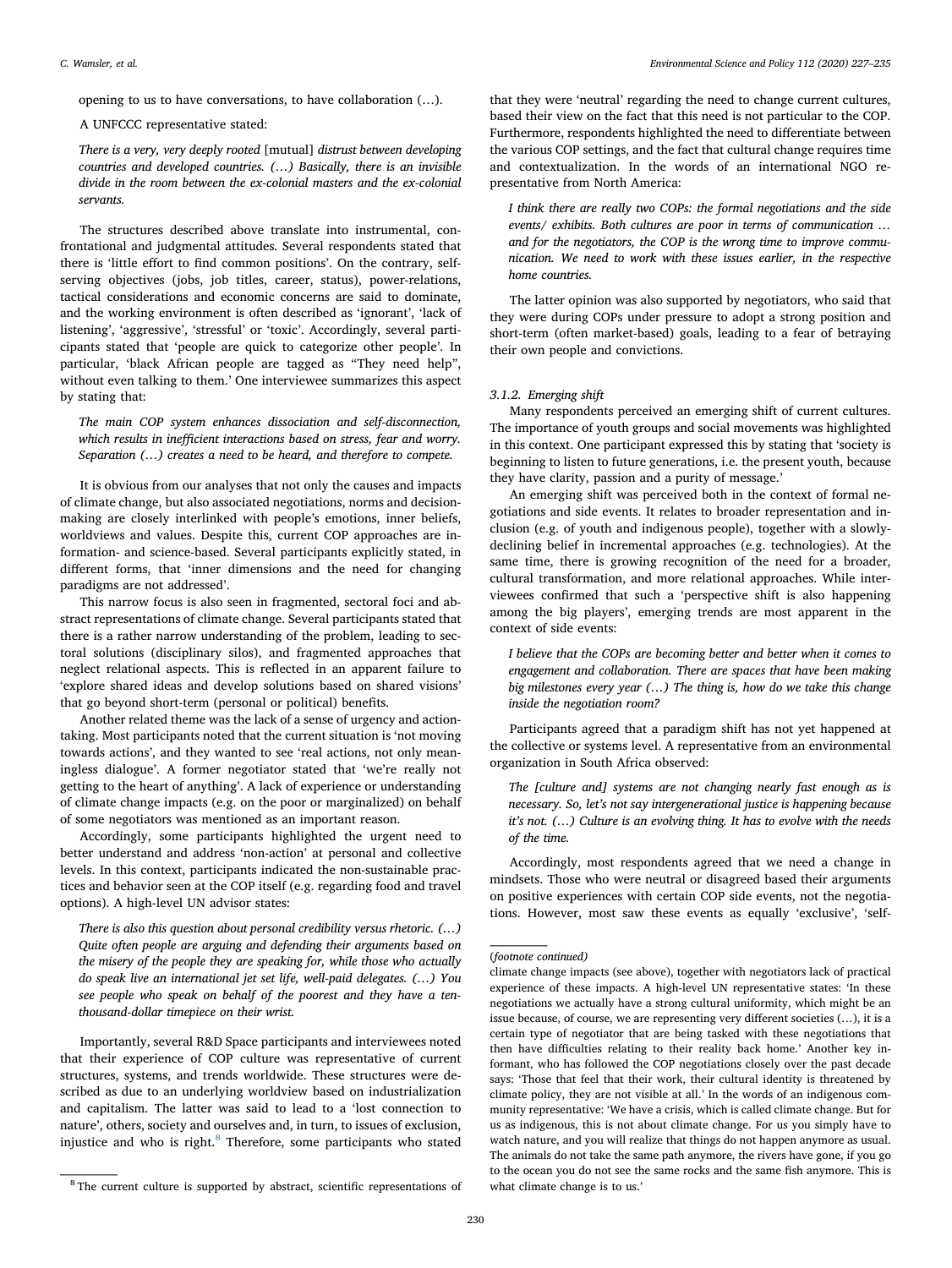opening to us to have conversations, to have collaboration (…).

A UNFCCC representative stated:

> *There is a very, very deeply rooted* [mutual] *distrust between developing countries and developed countries. (…) Basically, there is an invisible divide in the room between the ex-colonial masters and the ex-colonial servants.*

The structures described above translate into instrumental, confrontational and judgmental attitudes. Several respondents stated that there is 'little effort to find common positions'. On the contrary, self-serving objectives (jobs, job titles, career, status), power-relations, tactical considerations and economic concerns are said to dominate, and the working environment is often described as 'ignorant', 'lack of listening', 'aggressive', 'stressful' or 'toxic'. Accordingly, several participants stated that 'people are quick to categorize other people'. In particular, 'black African people are tagged as "They need help", without even talking to them.' One interviewee summarizes this aspect by stating that:

> *The main COP system enhances dissociation and self-disconnection, which results in inefficient interactions based on stress, fear and worry. Separation (…) creates a need to be heard, and therefore to compete.*

It is obvious from our analyses that not only the causes and impacts of climate change, but also associated negotiations, norms and decision-making are closely interlinked with people's emotions, inner beliefs, worldviews and values. Despite this, current COP approaches are information- and science-based. Several participants explicitly stated, in different forms, that 'inner dimensions and the need for changing paradigms are not addressed'.

This narrow focus is also seen in fragmented, sectoral foci and abstract representations of climate change. Several participants stated that there is a rather narrow understanding of the problem, leading to sectoral solutions (disciplinary silos), and fragmented approaches that neglect relational aspects. This is reflected in an apparent failure to 'explore shared ideas and develop solutions based on shared visions' that go beyond short-term (personal or political) benefits.

Another related theme was the lack of a sense of urgency and action-taking. Most participants noted that the current situation is 'not moving towards actions', and they wanted to see 'real actions, not only meaningless dialogue'. A former negotiator stated that 'we're really not getting to the heart of anything'. A lack of experience or understanding of climate change impacts (e.g. on the poor or marginalized) on behalf of some negotiators was mentioned as an important reason.

Accordingly, some participants highlighted the urgent need to better understand and address 'non-action' at personal and collective levels. In this context, participants indicated the non-sustainable practices and behavior seen at the COP itself (e.g. regarding food and travel options). A high-level UN advisor states:

> *There is also this question about personal credibility versus rhetoric. (…) Quite often people are arguing and defending their arguments based on the misery of the people they are speaking for, while those who actually do speak live an international jet set life, well-paid delegates. (…) You see people who speak on behalf of the poorest and they have a ten-thousand-dollar timepiece on their wrist.*

Importantly, several R&D Space participants and interviewees noted that their experience of COP culture was representative of current structures, systems, and trends worldwide. These structures were described as due to an underlying worldview based on industrialization and capitalism. The latter was said to lead to a 'lost connection to nature', others, society and ourselves and, in turn, to issues of exclusion, injustice and who is right.[8] Therefore, some participants who stated that they were 'neutral' regarding the need to change current cultures, based their view on the fact that this need is not particular to the COP. Furthermore, respondents highlighted the need to differentiate between the various COP settings, and the fact that cultural change requires time and contextualization. In the words of an international NGO representative from North America:

> *I think there are really two COPs: the formal negotiations and the side events/ exhibits. Both cultures are poor in terms of communication … and for the negotiators, the COP is the wrong time to improve communication. We need to work with these issues earlier, in the respective home countries.*

The latter opinion was also supported by negotiators, who said that they were during COPs under pressure to adopt a strong position and short-term (often market-based) goals, leading to a fear of betraying their own people and convictions.

#### 3.1.2. Emerging shift

Many respondents perceived an emerging shift of current cultures. The importance of youth groups and social movements was highlighted in this context. One participant expressed this by stating that 'society is beginning to listen to future generations, i.e. the present youth, because they have clarity, passion and a purity of message.'

An emerging shift was perceived both in the context of formal negotiations and side events. It relates to broader representation and inclusion (e.g. of youth and indigenous people), together with a slowly-declining belief in incremental approaches (e.g. technologies). At the same time, there is growing recognition of the need for a broader, cultural transformation, and more relational approaches. While interviewees confirmed that such a 'perspective shift is also happening among the big players', emerging trends are most apparent in the context of side events:

> *I believe that the COPs are becoming better and better when it comes to engagement and collaboration. There are spaces that have been making big milestones every year (…) The thing is, how do we take this change inside the negotiation room?*

Participants agreed that a paradigm shift has not yet happened at the collective or systems level. A representative from an environmental organization in South Africa observed:

> *The [culture and] systems are not changing nearly fast enough as is necessary. So, let's not say intergenerational justice is happening because it's not. (…) Culture is an evolving thing. It has to evolve with the needs of the time.*

Accordingly, most respondents agreed that we need a change in mindsets. Those who were neutral or disagreed based their arguments on positive experiences with certain COP side events, not the negotiations. However, most saw these events as equally 'exclusive', 'self-

---

[8] The current culture is supported by abstract, scientific representations of climate change impacts (see above), together with negotiators lack of practical experience of these impacts. A high-level UN representative states: 'In these negotiations we actually have a strong cultural uniformity, which might be an issue because, of course, we are representing very different societies (…), it is a certain type of negotiator that are being tasked with these negotiations that then have difficulties relating to their reality back home.' Another key informant, who has followed the COP negotiations closely over the past decade says: 'Those that feel that their work, their cultural identity is threatened by climate policy, they are not visible at all.' In the words of an indigenous community representative: 'We have a crisis, which is called climate change. But for us as indigenous, this is not about climate change. For us you simply have to watch nature, and you will realize that things do not happen anymore as usual. The animals do not take the same path anymore, the rivers have gone, if you go to the ocean you do not see the same rocks and the same fish anymore. This is what climate change is to us.'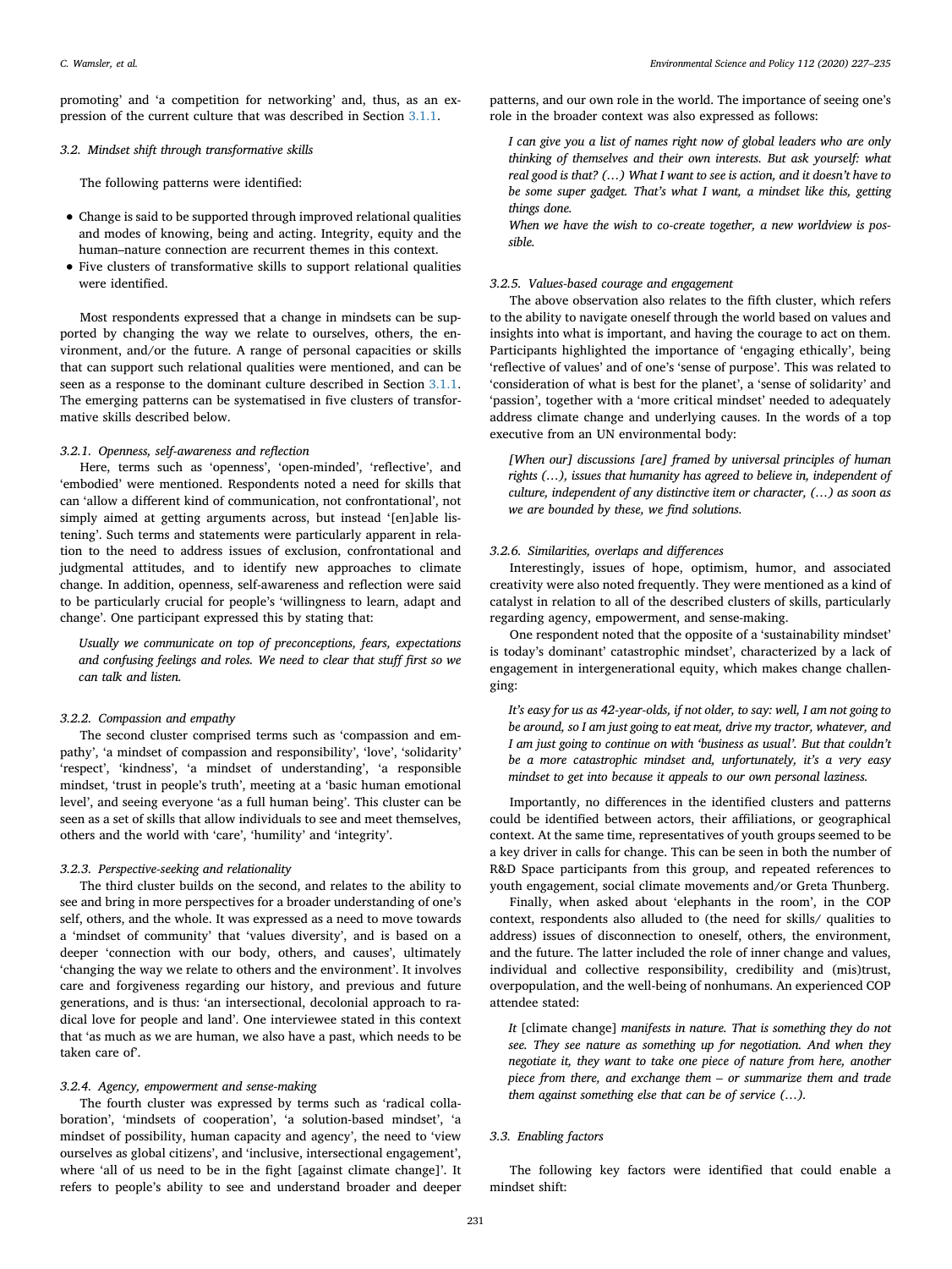promoting' and 'a competition for networking' and, thus, as an expression of the current culture that was described in Section 3.1.1.

### 3.2. Mindset shift through transformative skills

The following patterns were identified:

- Change is said to be supported through improved relational qualities and modes of knowing, being and acting. Integrity, equity and the human–nature connection are recurrent themes in this context.
- Five clusters of transformative skills to support relational qualities were identified.

Most respondents expressed that a change in mindsets can be supported by changing the way we relate to ourselves, others, the environment, and/or the future. A range of personal capacities or skills that can support such relational qualities were mentioned, and can be seen as a response to the dominant culture described in Section 3.1.1. The emerging patterns can be systematised in five clusters of transformative skills described below.

#### 3.2.1. Openness, self-awareness and reflection

Here, terms such as 'openness', 'open-minded', 'reflective', and 'embodied' were mentioned. Respondents noted a need for skills that can 'allow a different kind of communication, not confrontational', not simply aimed at getting arguments across, but instead '[en]able listening'. Such terms and statements were particularly apparent in relation to the need to address issues of exclusion, confrontational and judgmental attitudes, and to identify new approaches to climate change. In addition, openness, self-awareness and reflection were said to be particularly crucial for people's 'willingness to learn, adapt and change'. One participant expressed this by stating that:

> *Usually we communicate on top of preconceptions, fears, expectations and confusing feelings and roles. We need to clear that stuff first so we can talk and listen.*

#### 3.2.2. Compassion and empathy

The second cluster comprised terms such as 'compassion and empathy', 'a mindset of compassion and responsibility', 'love', 'solidarity' 'respect', 'kindness', 'a mindset of understanding', 'a responsible mindset, 'trust in people's truth', meeting at a 'basic human emotional level', and seeing everyone 'as a full human being'. This cluster can be seen as a set of skills that allow individuals to see and meet themselves, others and the world with 'care', 'humility' and 'integrity'.

#### 3.2.3. Perspective-seeking and relationality

The third cluster builds on the second, and relates to the ability to see and bring in more perspectives for a broader understanding of one's self, others, and the whole. It was expressed as a need to move towards a 'mindset of community' that 'values diversity', and is based on a deeper 'connection with our body, others, and causes', ultimately 'changing the way we relate to others and the environment'. It involves care and forgiveness regarding our history, and previous and future generations, and is thus: 'an intersectional, decolonial approach to radical love for people and land'. One interviewee stated in this context that 'as much as we are human, we also have a past, which needs to be taken care of'.

#### 3.2.4. Agency, empowerment and sense-making

The fourth cluster was expressed by terms such as 'radical collaboration', 'mindsets of cooperation', 'a solution-based mindset', 'a mindset of possibility, human capacity and agency', the need to 'view ourselves as global citizens', and 'inclusive, intersectional engagement', where 'all of us need to be in the fight [against climate change]'. It refers to people's ability to see and understand broader and deeper patterns, and our own role in the world. The importance of seeing one's role in the broader context was also expressed as follows:

> *I can give you a list of names right now of global leaders who are only thinking of themselves and their own interests. But ask yourself: what real good is that? (…) What I want to see is action, and it doesn't have to be some super gadget. That's what I want, a mindset like this, getting things done.*
>
> *When we have the wish to co-create together, a new worldview is possible.*

#### 3.2.5. Values-based courage and engagement

The above observation also relates to the fifth cluster, which refers to the ability to navigate oneself through the world based on values and insights into what is important, and having the courage to act on them. Participants highlighted the importance of 'engaging ethically', being 'reflective of values' and of one's 'sense of purpose'. This was related to 'consideration of what is best for the planet', a 'sense of solidarity' and 'passion', together with a 'more critical mindset' needed to adequately address climate change and underlying causes. In the words of a top executive from an UN environmental body:

> *[When our] discussions [are] framed by universal principles of human rights (…), issues that humanity has agreed to believe in, independent of culture, independent of any distinctive item or character, (…) as soon as we are bounded by these, we find solutions.*

#### 3.2.6. Similarities, overlaps and differences

Interestingly, issues of hope, optimism, humor, and associated creativity were also noted frequently. They were mentioned as a kind of catalyst in relation to all of the described clusters of skills, particularly regarding agency, empowerment, and sense-making.

One respondent noted that the opposite of a 'sustainability mindset' is today's dominant' catastrophic mindset', characterized by a lack of engagement in intergenerational equity, which makes change challenging:

> *It's easy for us as 42-year-olds, if not older, to say: well, I am not going to be around, so I am just going to eat meat, drive my tractor, whatever, and I am just going to continue on with 'business as usual'. But that couldn't be a more catastrophic mindset and, unfortunately, it's a very easy mindset to get into because it appeals to our own personal laziness.*

Importantly, no differences in the identified clusters and patterns could be identified between actors, their affiliations, or geographical context. At the same time, representatives of youth groups seemed to be a key driver in calls for change. This can be seen in both the number of R&D Space participants from this group, and repeated references to youth engagement, social climate movements and/or Greta Thunberg.

Finally, when asked about 'elephants in the room', in the COP context, respondents also alluded to (the need for skills/ qualities to address) issues of disconnection to oneself, others, the environment, and the future. The latter included the role of inner change and values, individual and collective responsibility, credibility and (mis)trust, overpopulation, and the well-being of nonhumans. An experienced COP attendee stated:

> *It* [climate change] *manifests in nature. That is something they do not see. They see nature as something up for negotiation. And when they negotiate it, they want to take one piece of nature from here, another piece from there, and exchange them – or summarize them and trade them against something else that can be of service (…).*

### 3.3. Enabling factors

The following key factors were identified that could enable a mindset shift: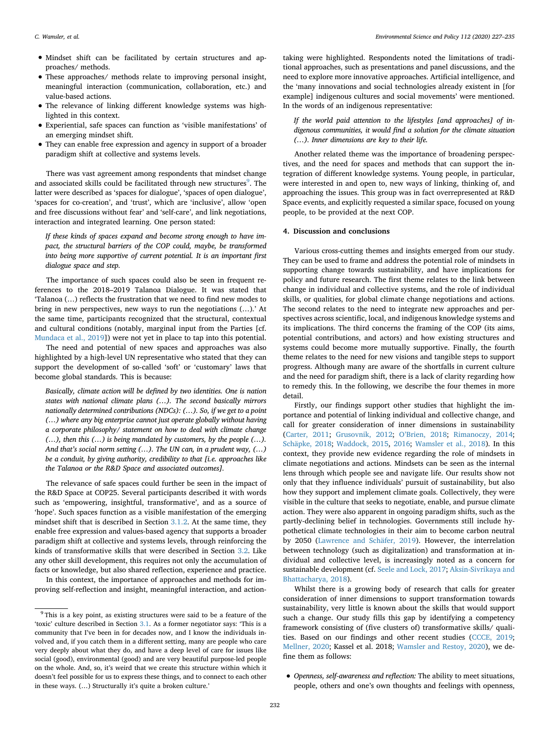- Mindset shift can be facilitated by certain structures and approaches/ methods.
- These approaches/ methods relate to improving personal insight, meaningful interaction (communication, collaboration, etc.) and value-based actions.
- The relevance of linking different knowledge systems was highlighted in this context.
- Experiential, safe spaces can function as 'visible manifestations' of an emerging mindset shift.
- They can enable free expression and agency in support of a broader paradigm shift at collective and systems levels.

There was vast agreement among respondents that mindset change and associated skills could be facilitated through new structures[9]. The latter were described as 'spaces for dialogue', 'spaces of open dialogue', 'spaces for co-creation', and 'trust', which are 'inclusive', allow 'open and free discussions without fear' and 'self-care', and link negotiations, interaction and integrated learning. One person stated:

> *If these kinds of spaces expand and become strong enough to have impact, the structural barriers of the COP could, maybe, be transformed into being more supportive of current potential. It is an important first dialogue space and step.*

The importance of such spaces could also be seen in frequent references to the 2018–2019 Talanoa Dialogue. It was stated that 'Talanoa (…) reflects the frustration that we need to find new modes to bring in new perspectives, new ways to run the negotiations (…).' At the same time, participants recognized that the structural, contextual and cultural conditions (notably, marginal input from the Parties [cf. Mundaca et al., 2019]) were not yet in place to tap into this potential.

The need and potential of new spaces and approaches was also highlighted by a high-level UN representative who stated that they can support the development of so-called 'soft' or 'customary' laws that become global standards. This is because:

> *Basically, climate action will be defined by two identities. One is nation states with national climate plans (…). The second basically mirrors nationally determined contributions (NDCs): (…). So, if we get to a point (…) where any big enterprise cannot just operate globally without having a corporate philosophy/ statement on how to deal with climate change (…), then this (…) is being mandated by customers, by the people (…). And that's social norm setting (…). The UN can, in a prudent way, (…) be a conduit, by giving authority, credibility to that [i.e. approaches like the Talanoa or the R&D Space and associated outcomes].*

The relevance of safe spaces could further be seen in the impact of the R&D Space at COP25. Several participants described it with words such as 'empowering, insightful, transformative', and as a source of 'hope'. Such spaces function as a visible manifestation of the emerging mindset shift that is described in Section 3.1.2. At the same time, they enable free expression and values-based agency that supports a broader paradigm shift at collective and systems levels, through reinforcing the kinds of transformative skills that were described in Section 3.2. Like any other skill development, this requires not only the accumulation of facts or knowledge, but also shared reflection, experience and practice.

In this context, the importance of approaches and methods for improving self-reflection and insight, meaningful interaction, and action-taking were highlighted. Respondents noted the limitations of traditional approaches, such as presentations and panel discussions, and the need to explore more innovative approaches. Artificial intelligence, and the 'many innovations and social technologies already existent in [for example] indigenous cultures and social movements' were mentioned. In the words of an indigenous representative:

> *If the world paid attention to the lifestyles [and approaches] of indigenous communities, it would find a solution for the climate situation (…). Inner dimensions are key to their life.*

Another related theme was the importance of broadening perspectives, and the need for spaces and methods that can support the integration of different knowledge systems. Young people, in particular, were interested in and open to, new ways of linking, thinking of, and approaching the issues. This group was in fact overrepresented at R&D Space events, and explicitly requested a similar space, focused on young people, to be provided at the next COP.

## 4. Discussion and conclusions

Various cross-cutting themes and insights emerged from our study. They can be used to frame and address the potential role of mindsets in supporting change towards sustainability, and have implications for policy and future research. The first theme relates to the link between change in individual and collective systems, and the role of individual skills, or qualities, for global climate change negotiations and actions. The second relates to the need to integrate new approaches and perspectives across scientific, local, and indigenous knowledge systems and its implications. The third concerns the framing of the COP (its aims, potential contributions, and actors) and how existing structures and systems could become more mutually supportive. Finally, the fourth theme relates to the need for new visions and tangible steps to support progress. Although many are aware of the shortfalls in current culture and the need for paradigm shift, there is a lack of clarity regarding how to remedy this. In the following, we describe the four themes in more detail.

Firstly, our findings support other studies that highlight the importance and potential of linking individual and collective change, and call for greater consideration of inner dimensions in sustainability (Carter, 2011; Grusovnik, 2012; O'Brien, 2018; Rimanoczy, 2014; Schäpke, 2018; Waddock, 2015, 2016; Wamsler et al., 2018). In this context, they provide new evidence regarding the role of mindsets in climate negotiations and actions. Mindsets can be seen as the internal lens through which people see and navigate life. Our results show not only that they influence individuals' pursuit of sustainability, but also how they support and implement climate goals. Collectively, they were visible in the culture that seeks to negotiate, enable, and pursue climate action. They were also apparent in ongoing paradigm shifts, such as the partly-declining belief in technologies. Governments still include hypothetical climate technologies in their aim to become carbon neutral by 2050 (Lawrence and Schäfer, 2019). However, the interrelation between technology (such as digitalization) and transformation at individual and collective level, is increasingly noted as a concern for sustainable development (cf. Seele and Lock, 2017; Aksin-Sivrikaya and Bhattacharya, 2018).

Whilst there is a growing body of research that calls for greater consideration of inner dimensions to support transformation towards sustainability, very little is known about the skills that would support such a change. Our study fills this gap by identifying a competency framework consisting of (five clusters of) transformative skills/ qualities. Based on our findings and other recent studies (CCCE, 2019; Mellner, 2020; Kassel et al. 2018; Wamsler and Restoy, 2020), we define them as follows:

- *Openness, self-awareness and reflection:* The ability to meet situations, people, others and one's own thoughts and feelings with openness,

[9] This is a key point, as existing structures were said to be a feature of the 'toxic' culture described in Section 3.1. As a former negotiator says: 'This is a community that I've been in for decades now, and I know the individuals involved and, if you catch them in a different setting, many are people who care very deeply about what they do, and have a deep level of care for issues like social (good), environmental (good) and are very beautiful purpose-led people on the whole. And, so, it's weird that we create this structure within which it doesn't feel possible for us to express these things, and to connect to each other in these ways. (…) Structurally it's quite a broken culture.'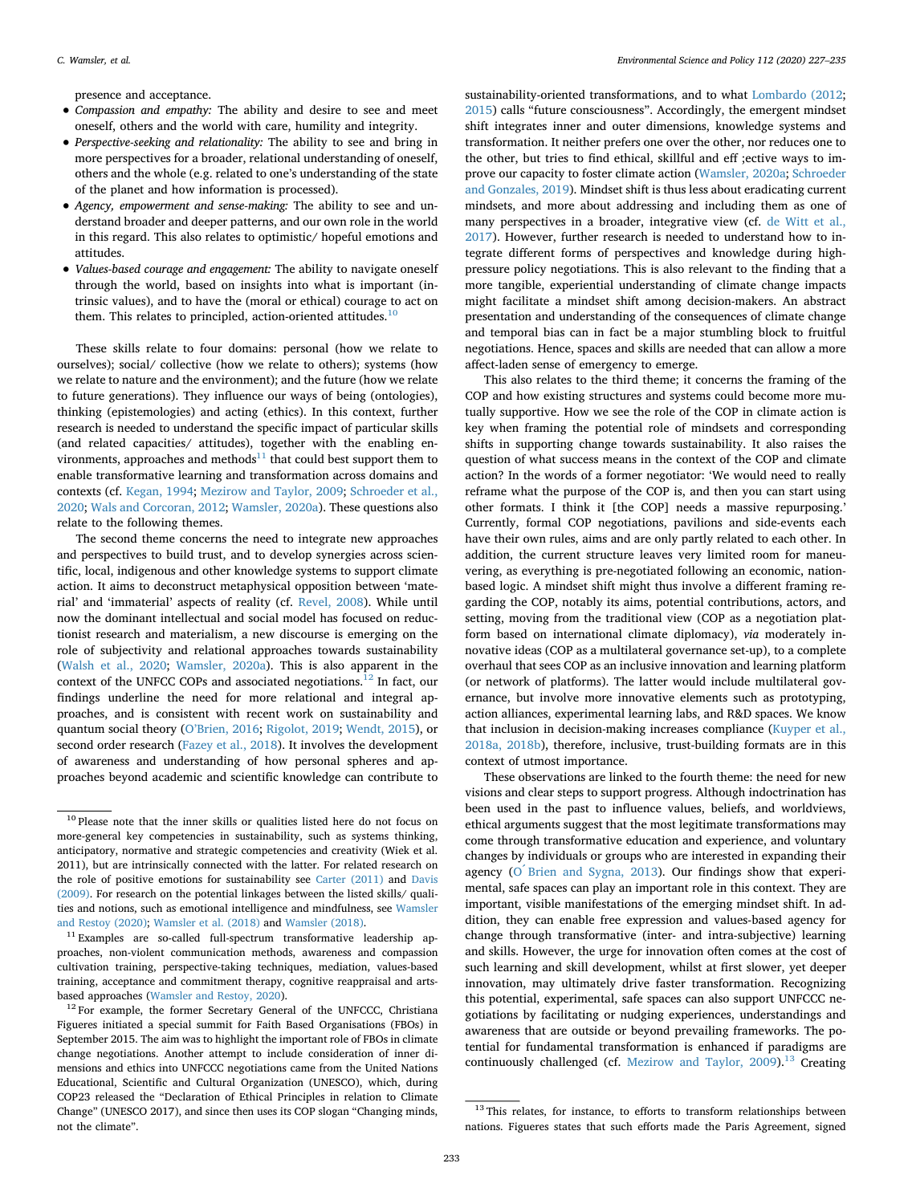presence and acceptance.

- *Compassion and empathy:* The ability and desire to see and meet oneself, others and the world with care, humility and integrity.
- *Perspective-seeking and relationality:* The ability to see and bring in more perspectives for a broader, relational understanding of oneself, others and the whole (e.g. related to one's understanding of the state of the planet and how information is processed).
- *Agency, empowerment and sense-making:* The ability to see and understand broader and deeper patterns, and our own role in the world in this regard. This also relates to optimistic/ hopeful emotions and attitudes.
- *Values-based courage and engagement:* The ability to navigate oneself through the world, based on insights into what is important (intrinsic values), and to have the (moral or ethical) courage to act on them. This relates to principled, action-oriented attitudes.[10]

These skills relate to four domains: personal (how we relate to ourselves); social/ collective (how we relate to others); systems (how we relate to nature and the environment); and the future (how we relate to future generations). They influence our ways of being (ontologies), thinking (epistemologies) and acting (ethics). In this context, further research is needed to understand the specific impact of particular skills (and related capacities/ attitudes), together with the enabling environments, approaches and methods[11] that could best support them to enable transformative learning and transformation across domains and contexts (cf. Kegan, 1994; Mezirow and Taylor, 2009; Schroeder et al., 2020; Wals and Corcoran, 2012; Wamsler, 2020a). These questions also relate to the following themes.

The second theme concerns the need to integrate new approaches and perspectives to build trust, and to develop synergies across scientific, local, indigenous and other knowledge systems to support climate action. It aims to deconstruct metaphysical opposition between 'material' and 'immaterial' aspects of reality (cf. Revel, 2008). While until now the dominant intellectual and social model has focused on reductionist research and materialism, a new discourse is emerging on the role of subjectivity and relational approaches towards sustainability (Walsh et al., 2020; Wamsler, 2020a). This is also apparent in the context of the UNFCC COPs and associated negotiations.[12] In fact, our findings underline the need for more relational and integral approaches, and is consistent with recent work on sustainability and quantum social theory (O'Brien, 2016; Rigolot, 2019; Wendt, 2015), or second order research (Fazey et al., 2018). It involves the development of awareness and understanding of how personal spheres and approaches beyond academic and scientific knowledge can contribute to sustainability-oriented transformations, and to what Lombardo (2012; 2015) calls "future consciousness". Accordingly, the emergent mindset shift integrates inner and outer dimensions, knowledge systems and transformation. It neither prefers one over the other, nor reduces one to the other, but tries to find ethical, skillful and eff ;ective ways to improve our capacity to foster climate action (Wamsler, 2020a; Schroeder and Gonzales, 2019). Mindset shift is thus less about eradicating current mindsets, and more about addressing and including them as one of many perspectives in a broader, integrative view (cf. de Witt et al., 2017). However, further research is needed to understand how to integrate different forms of perspectives and knowledge during high-pressure policy negotiations. This is also relevant to the finding that a more tangible, experiential understanding of climate change impacts might facilitate a mindset shift among decision-makers. An abstract presentation and understanding of the consequences of climate change and temporal bias can in fact be a major stumbling block to fruitful negotiations. Hence, spaces and skills are needed that can allow a more affect-laden sense of emergency to emerge.

This also relates to the third theme; it concerns the framing of the COP and how existing structures and systems could become more mutually supportive. How we see the role of the COP in climate action is key when framing the potential role of mindsets and corresponding shifts in supporting change towards sustainability. It also raises the question of what success means in the context of the COP and climate action? In the words of a former negotiator: 'We would need to really reframe what the purpose of the COP is, and then you can start using other formats. I think it [the COP] needs a massive repurposing.' Currently, formal COP negotiations, pavilions and side-events each have their own rules, aims and are only partly related to each other. In addition, the current structure leaves very limited room for maneuvering, as everything is pre-negotiated following an economic, nation-based logic. A mindset shift might thus involve a different framing regarding the COP, notably its aims, potential contributions, actors, and setting, moving from the traditional view (COP as a negotiation platform based on international climate diplomacy), *via* moderately innovative ideas (COP as a multilateral governance set-up), to a complete overhaul that sees COP as an inclusive innovation and learning platform (or network of platforms). The latter would include multilateral governance, but involve more innovative elements such as prototyping, action alliances, experimental learning labs, and R&D spaces. We know that inclusion in decision-making increases compliance (Kuyper et al., 2018a, 2018b), therefore, inclusive, trust-building formats are in this context of utmost importance.

These observations are linked to the fourth theme: the need for new visions and clear steps to support progress. Although indoctrination has been used in the past to influence values, beliefs, and worldviews, ethical arguments suggest that the most legitimate transformations may come through transformative education and experience, and voluntary changes by individuals or groups who are interested in expanding their agency (O´Brien and Sygna, 2013). Our findings show that experimental, safe spaces can play an important role in this context. They are important, visible manifestations of the emerging mindset shift. In addition, they can enable free expression and values-based agency for change through transformative (inter- and intra-subjective) learning and skills. However, the urge for innovation often comes at the cost of such learning and skill development, whilst at first slower, yet deeper innovation, may ultimately drive faster transformation. Recognizing this potential, experimental, safe spaces can also support UNFCCC negotiations by facilitating or nudging experiences, understandings and awareness that are outside or beyond prevailing frameworks. The potential for fundamental transformation is enhanced if paradigms are continuously challenged (cf. Mezirow and Taylor, 2009).[13] Creating

---

[10] Please note that the inner skills or qualities listed here do not focus on more-general key competencies in sustainability, such as systems thinking, anticipatory, normative and strategic competencies and creativity (Wiek et al. 2011), but are intrinsically connected with the latter. For related research on the role of positive emotions for sustainability see Carter (2011) and Davis (2009). For research on the potential linkages between the listed skills/ qualities and notions, such as emotional intelligence and mindfulness, see Wamsler and Restoy (2020); Wamsler et al. (2018) and Wamsler (2018).

[11] Examples are so-called full-spectrum transformative leadership approaches, non-violent communication methods, awareness and compassion cultivation training, perspective-taking techniques, mediation, values-based training, acceptance and commitment therapy, cognitive reappraisal and arts-based approaches (Wamsler and Restoy, 2020).

[12] For example, the former Secretary General of the UNFCCC, Christiana Figueres initiated a special summit for Faith Based Organisations (FBOs) in September 2015. The aim was to highlight the important role of FBOs in climate change negotiations. Another attempt to include consideration of inner dimensions and ethics into UNFCCC negotiations came from the United Nations Educational, Scientific and Cultural Organization (UNESCO), which, during COP23 released the "Declaration of Ethical Principles in relation to Climate Change" (UNESCO 2017), and since then uses its COP slogan "Changing minds, not the climate".

[13] This relates, for instance, to efforts to transform relationships between nations. Figueres states that such efforts made the Paris Agreement, signed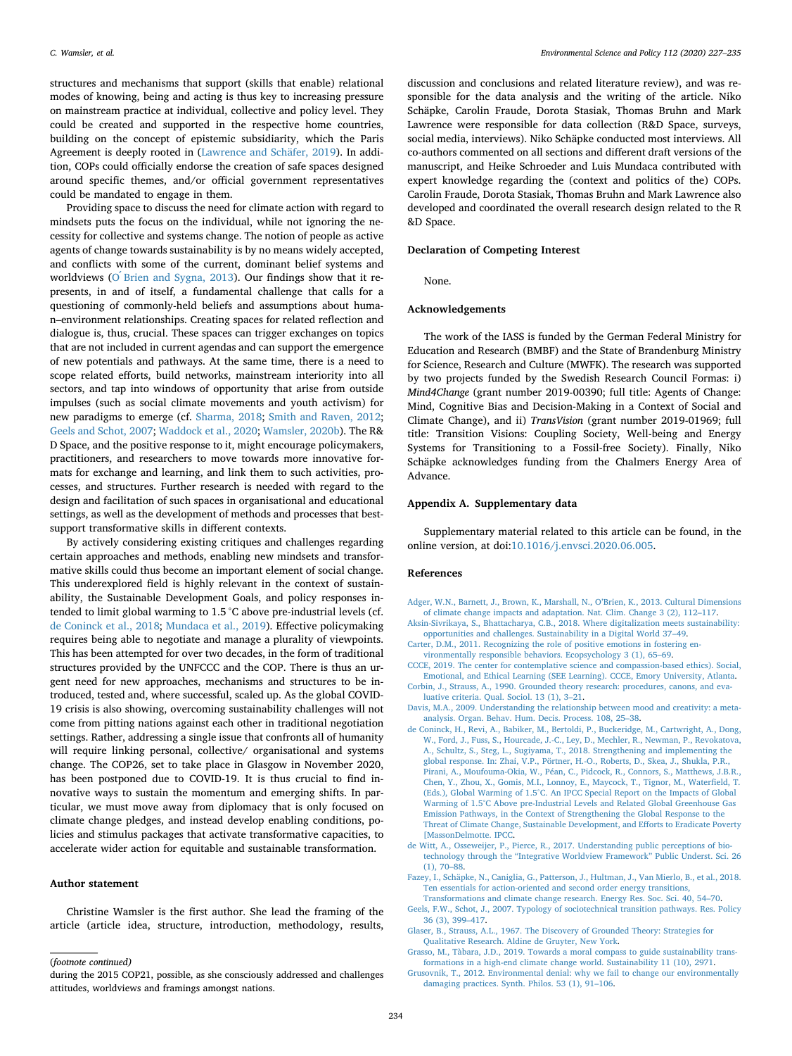structures and mechanisms that support (skills that enable) relational modes of knowing, being and acting is thus key to increasing pressure on mainstream practice at individual, collective and policy level. They could be created and supported in the respective home countries, building on the concept of epistemic subsidiarity, which the Paris Agreement is deeply rooted in (Lawrence and Schäfer, 2019). In addition, COPs could officially endorse the creation of safe spaces designed around specific themes, and/or official government representatives could be mandated to engage in them.

Providing space to discuss the need for climate action with regard to mindsets puts the focus on the individual, while not ignoring the necessity for collective and systems change. The notion of people as active agents of change towards sustainability is by no means widely accepted, and conflicts with some of the current, dominant belief systems and worldviews (O´Brien and Sygna, 2013). Our findings show that it represents, in and of itself, a fundamental challenge that calls for a questioning of commonly-held beliefs and assumptions about human–environment relationships. Creating spaces for related reflection and dialogue is, thus, crucial. These spaces can trigger exchanges on topics that are not included in current agendas and can support the emergence of new potentials and pathways. At the same time, there is a need to scope related efforts, build networks, mainstream interiority into all sectors, and tap into windows of opportunity that arise from outside impulses (such as social climate movements and youth activism) for new paradigms to emerge (cf. Sharma, 2018; Smith and Raven, 2012; Geels and Schot, 2007; Waddock et al., 2020; Wamsler, 2020b). The R&D Space, and the positive response to it, might encourage policymakers, practitioners, and researchers to move towards more innovative formats for exchange and learning, and link them to such activities, processes, and structures. Further research is needed with regard to the design and facilitation of such spaces in organisational and educational settings, as well as the development of methods and processes that best-support transformative skills in different contexts.

By actively considering existing critiques and challenges regarding certain approaches and methods, enabling new mindsets and transformative skills could thus become an important element of social change. This underexplored field is highly relevant in the context of sustainability, the Sustainable Development Goals, and policy responses intended to limit global warming to 1.5 °C above pre-industrial levels (cf. de Coninck et al., 2018; Mundaca et al., 2019). Effective policymaking requires being able to negotiate and manage a plurality of viewpoints. This has been attempted for over two decades, in the form of traditional structures provided by the UNFCCC and the COP. There is thus an urgent need for new approaches, mechanisms and structures to be introduced, tested and, where successful, scaled up. As the global COVID-19 crisis is also showing, overcoming sustainability challenges will not come from pitting nations against each other in traditional negotiation settings. Rather, addressing a single issue that confronts all of humanity will require linking personal, collective/ organisational and systems change. The COP26, set to take place in Glasgow in November 2020, has been postponed due to COVID-19. It is thus crucial to find innovative ways to sustain the momentum and emerging shifts. In particular, we must move away from diplomacy that is only focused on climate change pledges, and instead develop enabling conditions, policies and stimulus packages that activate transformative capacities, to accelerate wider action for equitable and sustainable transformation.

## Author statement

Christine Wamsler is the first author. She lead the framing of the article (article idea, structure, introduction, methodology, results, discussion and conclusions and related literature review), and was responsible for the data analysis and the writing of the article. Niko Schäpke, Carolin Fraude, Dorota Stasiak, Thomas Bruhn and Mark Lawrence were responsible for data collection (R&D Space, surveys, social media, interviews). Niko Schäpke conducted most interviews. All co-authors commented on all sections and different draft versions of the manuscript, and Heike Schroeder and Luis Mundaca contributed with expert knowledge regarding the (context and politics of the) COPs. Carolin Fraude, Dorota Stasiak, Thomas Bruhn and Mark Lawrence also developed and coordinated the overall research design related to the R&D Space.

(footnote continued)
during the 2015 COP21, possible, as she consciously addressed and challenges attitudes, worldviews and framings amongst nations.

## Declaration of Competing Interest

None.

## Acknowledgements

The work of the IASS is funded by the German Federal Ministry for Education and Research (BMBF) and the State of Brandenburg Ministry for Science, Research and Culture (MWFK). The research was supported by two projects funded by the Swedish Research Council Formas: i) *Mind4Change* (grant number 2019-00390; full title: Agents of Change: Mind, Cognitive Bias and Decision-Making in a Context of Social and Climate Change), and ii) *TransVision* (grant number 2019-01969; full title: Transition Visions: Coupling Society, Well-being and Energy Systems for Transitioning to a Fossil-free Society). Finally, Niko Schäpke acknowledges funding from the Chalmers Energy Area of Advance.

## Appendix A. Supplementary data

Supplementary material related to this article can be found, in the online version, at doi:10.1016/j.envsci.2020.06.005.

## References

Adger, W.N., Barnett, J., Brown, K., Marshall, N., O'Brien, K., 2013. Cultural Dimensions of climate change impacts and adaptation. Nat. Clim. Change 3 (2), 112–117.

Aksin-Sivrikaya, S., Bhattacharya, C.B., 2018. Where digitalization meets sustainability: opportunities and challenges. Sustainability in a Digital World 37–49.

Carter, D.M., 2011. Recognizing the role of positive emotions in fostering environmentally responsible behaviors. Ecopsychology 3 (1), 65–69.

CCCE, 2019. The center for contemplative science and compassion-based ethics). Social, Emotional, and Ethical Learning (SEE Learning). CCCE, Emory University, Atlanta.

Corbin, J., Strauss, A., 1990. Grounded theory research: procedures, canons, and evaluative criteria. Qual. Sociol. 13 (1), 3–21.

Davis, M.A., 2009. Understanding the relationship between mood and creativity: a meta-analysis. Organ. Behav. Hum. Decis. Process. 108, 25–38.

de Coninck, H., Revi, A., Babiker, M., Bertoldi, P., Buckeridge, M., Cartwright, A., Dong, W., Ford, J., Fuss, S., Hourcade, J.-C., Ley, D., Mechler, R., Newman, P., Revokatova, A., Schultz, S., Steg, L., Sugiyama, T., 2018. Strengthening and implementing the global response. In: Zhai, V.P., Pörtner, H.-O., Roberts, D., Skea, J., Shukla, P.R., Pirani, A., Moufouma-Okia, W., Péan, C., Pidcock, R., Connors, S., Matthews, J.B.R., Chen, Y., Zhou, X., Gomis, M.I., Lonnoy, E., Maycock, T., Tignor, M., Waterfield, T. (Eds.), Global Warming of 1.5°C. An IPCC Special Report on the Impacts of Global Warming of 1.5°C Above pre-Industrial Levels and Related Global Greenhouse Gas Emission Pathways, in the Context of Strengthening the Global Response to the Threat of Climate Change, Sustainable Development, and Efforts to Eradicate Poverty [MassonDelmotte. IPCC.

de Witt, A., Osseweijer, P., Pierce, R., 2017. Understanding public perceptions of biotechnology through the "Integrative Worldview Framework" Public Underst. Sci. 26 (1), 70–88.

Fazey, I., Schäpke, N., Caniglia, G., Patterson, J., Hultman, J., Van Mierlo, B., et al., 2018. Ten essentials for action-oriented and second order energy transitions, Transformations and climate change research. Energy Res. Soc. Sci. 40, 54–70.

Geels, F.W., Schot, J., 2007. Typology of sociotechnical transition pathways. Res. Policy 36 (3), 399–417.

Glaser, B., Strauss, A.L., 1967. The Discovery of Grounded Theory: Strategies for Qualitative Research. Aldine de Gruyter, New York.

Grasso, M., Tàbara, J.D., 2019. Towards a moral compass to guide sustainability transformations in a high-end climate change world. Sustainability 11 (10), 2971.

Grusovnik, T., 2012. Environmental denial: why we fail to change our environmentally damaging practices. Synth. Philos. 53 (1), 91–106.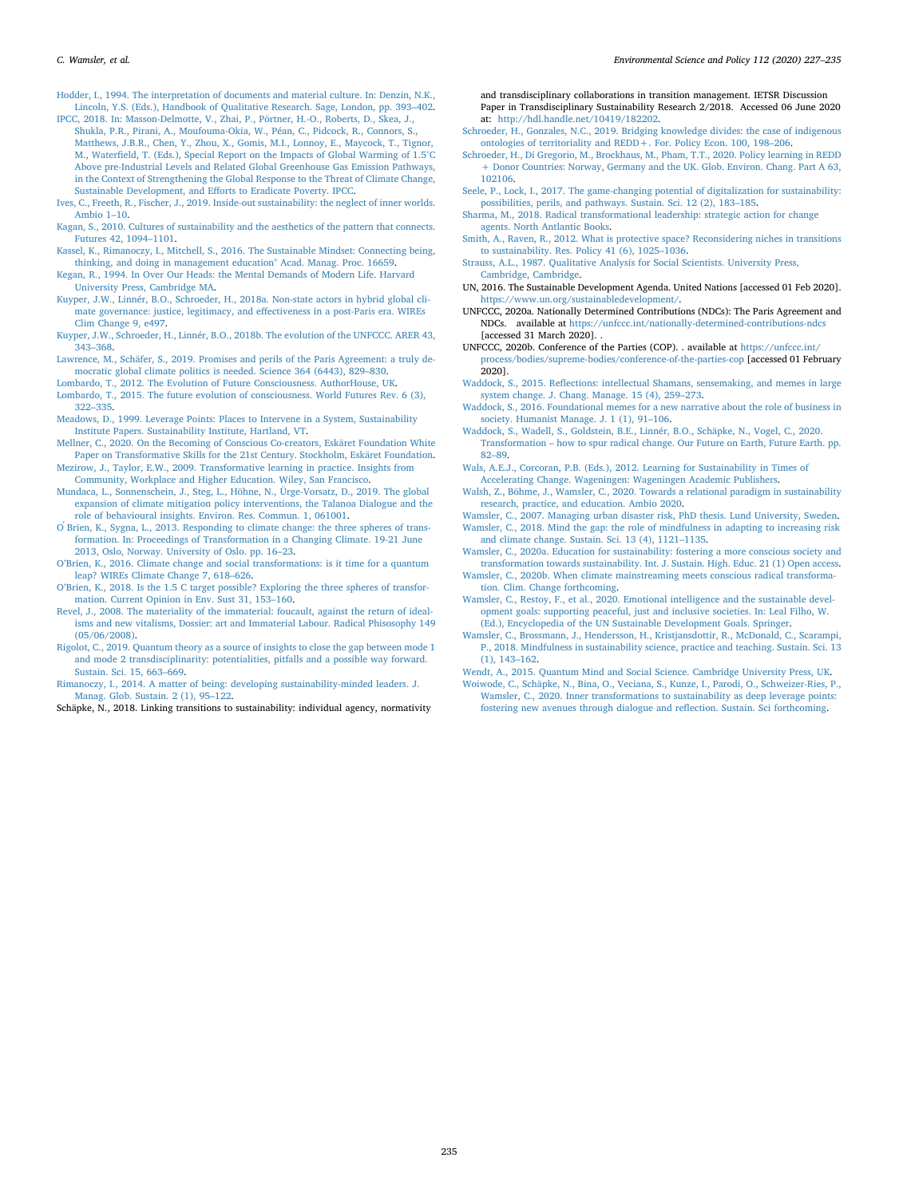Hodder, I., 1994. The interpretation of documents and material culture. In: Denzin, N.K., Lincoln, Y.S. (Eds.), Handbook of Qualitative Research. Sage, London, pp. 393–402.

IPCC, 2018. In: Masson-Delmotte, V., Zhai, P., Pörtner, H.-O., Roberts, D., Skea, J., Shukla, P.R., Pirani, A., Moufouma-Okia, W., Péan, C., Pidcock, R., Connors, S., Matthews, J.B.R., Chen, Y., Zhou, X., Gomis, M.I., Lonnoy, E., Maycock, T., Tignor, M., Waterfield, T. (Eds.), Special Report on the Impacts of Global Warming of 1.5°C Above pre-Industrial Levels and Related Global Greenhouse Gas Emission Pathways, in the Context of Strengthening the Global Response to the Threat of Climate Change, Sustainable Development, and Efforts to Eradicate Poverty. IPCC.

Ives, C., Freeth, R., Fischer, J., 2019. Inside-out sustainability: the neglect of inner worlds. Ambio 1–10.

Kagan, S., 2010. Cultures of sustainability and the aesthetics of the pattern that connects. Futures 42, 1094–1101.

Kassel, K., Rimanoczy, I., Mitchell, S., 2016. The Sustainable Mindset: Connecting being, thinking, and doing in management education" Acad. Manag. Proc. 16659.

Kegan, R., 1994. In Over Our Heads: the Mental Demands of Modern Life. Harvard University Press, Cambridge MA.

Kuyper, J.W., Linnér, B.O., Schroeder, H., 2018a. Non-state actors in hybrid global climate governance: justice, legitimacy, and effectiveness in a post-Paris era. WIREs Clim Change 9, e497.

Kuyper, J.W., Schroeder, H., Linnér, B.O., 2018b. The evolution of the UNFCCC. ARER 43, 343–368.

Lawrence, M., Schäfer, S., 2019. Promises and perils of the Paris Agreement: a truly democratic global climate politics is needed. Science 364 (6443), 829–830.

Lombardo, T., 2012. The Evolution of Future Consciousness. AuthorHouse, UK.

Lombardo, T., 2015. The future evolution of consciousness. World Futures Rev. 6 (3), 322–335.

Meadows, D., 1999. Leverage Points: Places to Intervene in a System, Sustainability Institute Papers. Sustainability Institute, Hartland, VT.

Mellner, C., 2020. On the Becoming of Conscious Co-creators, Eskäret Foundation White Paper on Transformative Skills for the 21st Century. Stockholm, Eskäret Foundation.

Mezirow, J., Taylor, E.W., 2009. Transformative learning in practice. Insights from Community, Workplace and Higher Education. Wiley, San Francisco.

Mundaca, L., Sonnenschein, J., Steg, L., Höhne, N., Ürge-Vorsatz, D., 2019. The global expansion of climate mitigation policy interventions, the Talanoa Dialogue and the role of behavioural insights. Environ. Res. Commun. 1, 061001.

Ó Brien, K., Sygna, L., 2013. Responding to climate change: the three spheres of transformation. In: Proceedings of Transformation in a Changing Climate. 19-21 June 2013, Oslo, Norway. University of Oslo. pp. 16–23.

O'Brien, K., 2016. Climate change and social transformations: is it time for a quantum leap? WIREs Climate Change 7, 618–626.

O'Brien, K., 2018. Is the 1.5 C target possible? Exploring the three spheres of transformation. Current Opinion in Env. Sust 31, 153–160.

Revel, J., 2008. The materiality of the immaterial: foucault, against the return of idealisms and new vitalisms, Dossier: art and Immaterial Labour. Radical Phisosophy 149 (05/06/2008).

Rigolot, C., 2019. Quantum theory as a source of insights to close the gap between mode 1 and mode 2 transdisciplinarity: potentialities, pitfalls and a possible way forward. Sustain. Sci. 15, 663–669.

Rimanoczy, I., 2014. A matter of being: developing sustainability-minded leaders. J. Manag. Glob. Sustain. 2 (1), 95–122.

Schäpke, N., 2018. Linking transitions to sustainability: individual agency, normativity and transdisciplinary collaborations in transition management. IETSR Discussion Paper in Transdisciplinary Sustainability Research 2/2018. Accessed 06 June 2020 at: http://hdl.handle.net/10419/182202.

Schroeder, H., Gonzales, N.C., 2019. Bridging knowledge divides: the case of indigenous ontologies of territoriality and REDD+. For. Policy Econ. 100, 198–206.

Schroeder, H., Di Gregorio, M., Brockhaus, M., Pham, T.T., 2020. Policy learning in REDD + Donor Countries: Norway, Germany and the UK. Glob. Environ. Chang. Part A 63, 102106.

Seele, P., Lock, I., 2017. The game-changing potential of digitalization for sustainability: possibilities, perils, and pathways. Sustain. Sci. 12 (2), 183–185.

Sharma, M., 2018. Radical transformational leadership: strategic action for change agents. North Antlantic Books.

Smith, A., Raven, R., 2012. What is protective space? Reconsidering niches in transitions to sustainability. Res. Policy 41 (6), 1025–1036.

Strauss, A.L., 1987. Qualitative Analysis for Social Scientists. University Press, Cambridge, Cambridge.

UN, 2016. The Sustainable Development Agenda. United Nations [accessed 01 Feb 2020]. https://www.un.org/sustainabledevelopment/.

UNFCCC, 2020a. Nationally Determined Contributions (NDCs): The Paris Agreement and NDCs. available at https://unfccc.int/nationally-determined-contributions-ndcs [accessed 31 March 2020]. .

UNFCCC, 2020b. Conference of the Parties (COP). . available at https://unfccc.int/process/bodies/supreme-bodies/conference-of-the-parties-cop [accessed 01 February 2020].

Waddock, S., 2015. Reflections: intellectual Shamans, sensemaking, and memes in large system change. J. Chang. Manage. 15 (4), 259–273.

Waddock, S., 2016. Foundational memes for a new narrative about the role of business in society. Humanist Manage. J. 1 (1), 91–106.

Waddock, S., Wadell, S., Goldstein, B.E., Linnér, B.O., Schäpke, N., Vogel, C., 2020. Transformation – how to spur radical change. Our Future on Earth, Future Earth. pp. 82–89.

Wals, A.E.J., Corcoran, P.B. (Eds.), 2012. Learning for Sustainability in Times of Accelerating Change. Wageningen: Wageningen Academic Publishers.

Walsh, Z., Böhme, J., Wamsler, C., 2020. Towards a relational paradigm in sustainability research, practice, and education. Ambio 2020.

Wamsler, C., 2007. Managing urban disaster risk, PhD thesis. Lund University, Sweden.

Wamsler, C., 2018. Mind the gap: the role of mindfulness in adapting to increasing risk and climate change. Sustain. Sci. 13 (4), 1121–1135.

Wamsler, C., 2020a. Education for sustainability: fostering a more conscious society and transformation towards sustainability. Int. J. Sustain. High. Educ. 21 (1) Open access.

Wamsler, C., 2020b. When climate mainstreaming meets conscious radical transformation. Clim. Change forthcoming.

Wamsler, C., Restoy, F., et al., 2020. Emotional intelligence and the sustainable development goals: supporting peaceful, just and inclusive societies. In: Leal Filho, W. (Ed.), Encyclopedia of the UN Sustainable Development Goals. Springer.

Wamsler, C., Brossmann, J., Hendersson, H., Kristjansdottir, R., McDonald, C., Scarampi, P., 2018. Mindfulness in sustainability science, practice and teaching. Sustain. Sci. 13 (1), 143–162.

Wendt, A., 2015. Quantum Mind and Social Science. Cambridge University Press, UK.

Woiwode, C., Schäpke, N., Bina, O., Veciana, S., Kunze, I., Parodi, O., Schweizer-Ries, P., Wamsler, C., 2020. Inner transformations to sustainability as deep leverage points: fostering new avenues through dialogue and reflection. Sustain. Sci forthcoming.